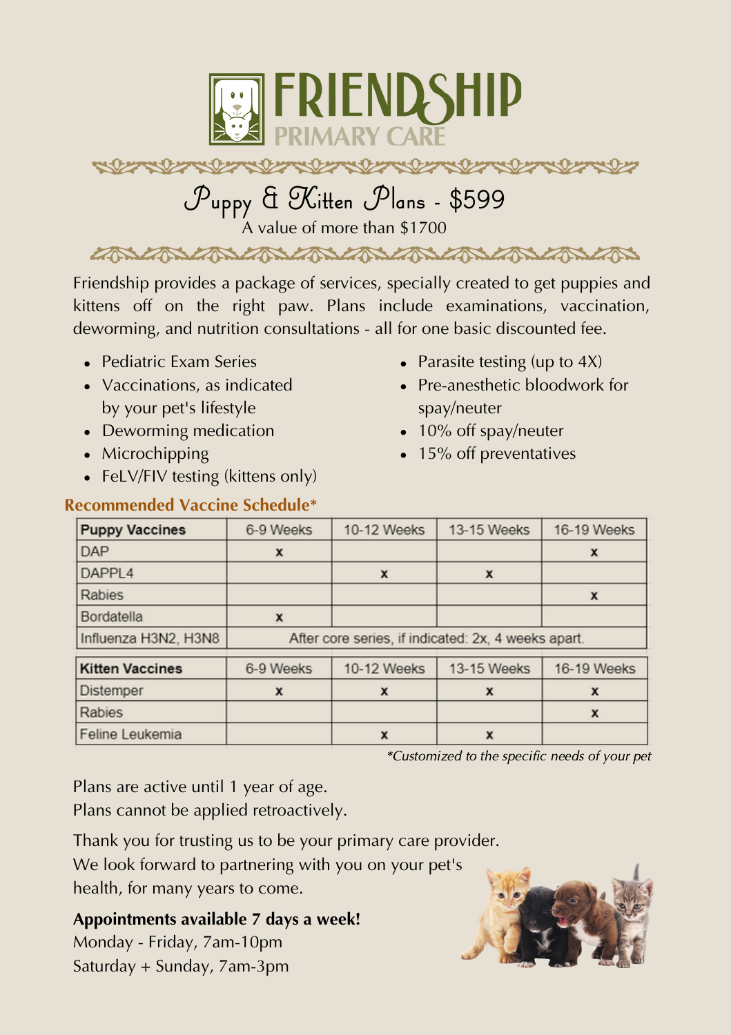# FRIENDSHIP PRIMARY CARE

## Puppy & Kitten Plans - $599

A value of more than $1700

Friendship provides a package of services, specially created to get puppies and kittens off on the right paw. Plans include examinations, vaccination, deworming, and nutrition consultations - all for one basic discounted fee.

- Pediatric Exam Series
- Vaccinations, as indicated by your pet's lifestyle
- Deworming medication
- Microchipping
- FeLV/FIV testing (kittens only)
- Parasite testing (up to 4X)
- Pre-anesthetic bloodwork for spay/neuter
- 10% off spay/neuter
- 15% off preventatives

### Recommended Vaccine Schedule*

| Puppy Vaccines | 6-9 Weeks | 10-12 Weeks | 13-15 Weeks | 16-19 Weeks |
|---|---|---|---|---|
| DAP | x | | | x |
| DAPPL4 | | x | x | |
| Rabies | | | | x |
| Bordatella | x | | | |
| Influenza H3N2, H3N8 | After core series, if indicated: 2x, 4 weeks apart. | | | |

| Kitten Vaccines | 6-9 Weeks | 10-12 Weeks | 13-15 Weeks | 16-19 Weeks |
|---|---|---|---|---|
| Distemper | x | x | x | x |
| Rabies | | | | x |
| Feline Leukemia | | x | x | |

*\*Customized to the specific needs of your pet*

Plans are active until 1 year of age.
Plans cannot be applied retroactively.

Thank you for trusting us to be your primary care provider. We look forward to partnering with you on your pet's health, for many years to come.

**Appointments available 7 days a week!**
Monday - Friday, 7am-10pm
Saturday + Sunday, 7am-3pm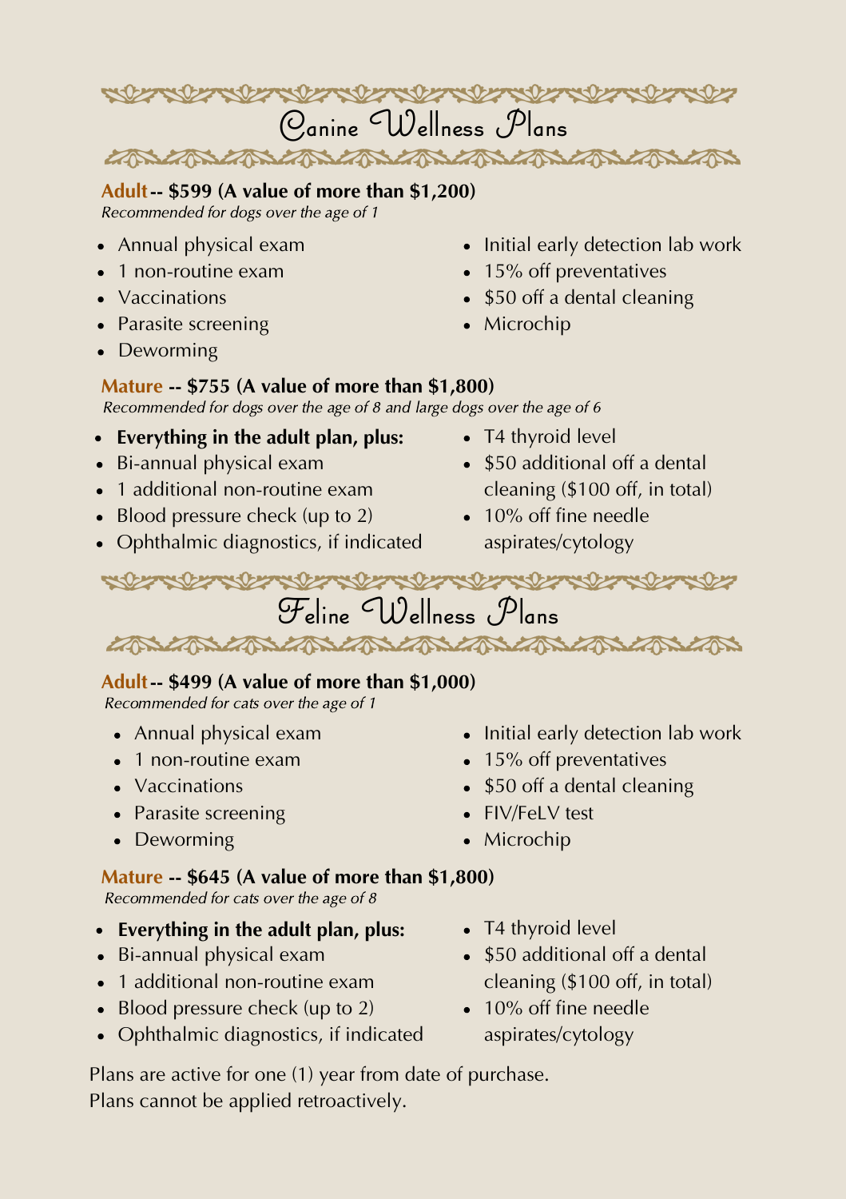# Canine Wellness Plans

**Adult -- $599 (A value of more than $1,200)**
*Recommended for dogs over the age of 1*

- Annual physical exam
- 1 non-routine exam
- Vaccinations
- Parasite screening
- Deworming
- Initial early detection lab work
- 15% off preventatives
- $50 off a dental cleaning
- Microchip

**Mature -- $755 (A value of more than $1,800)**
*Recommended for dogs over the age of 8 and large dogs over the age of 6*

- **Everything in the adult plan, plus:**
- Bi-annual physical exam
- 1 additional non-routine exam
- Blood pressure check (up to 2)
- Ophthalmic diagnostics, if indicated
- T4 thyroid level
- $50 additional off a dental cleaning ($100 off, in total)
- 10% off fine needle aspirates/cytology

# Feline Wellness Plans

**Adult -- $499 (A value of more than $1,000)**
*Recommended for cats over the age of 1*

- Annual physical exam
- 1 non-routine exam
- Vaccinations
- Parasite screening
- Deworming
- Initial early detection lab work
- 15% off preventatives
- $50 off a dental cleaning
- FIV/FeLV test
- Microchip

**Mature -- $645 (A value of more than $1,800)**
*Recommended for cats over the age of 8*

- **Everything in the adult plan, plus:**
- Bi-annual physical exam
- 1 additional non-routine exam
- Blood pressure check (up to 2)
- Ophthalmic diagnostics, if indicated
- T4 thyroid level
- $50 additional off a dental cleaning ($100 off, in total)
- 10% off fine needle aspirates/cytology

Plans are active for one (1) year from date of purchase.
Plans cannot be applied retroactively.